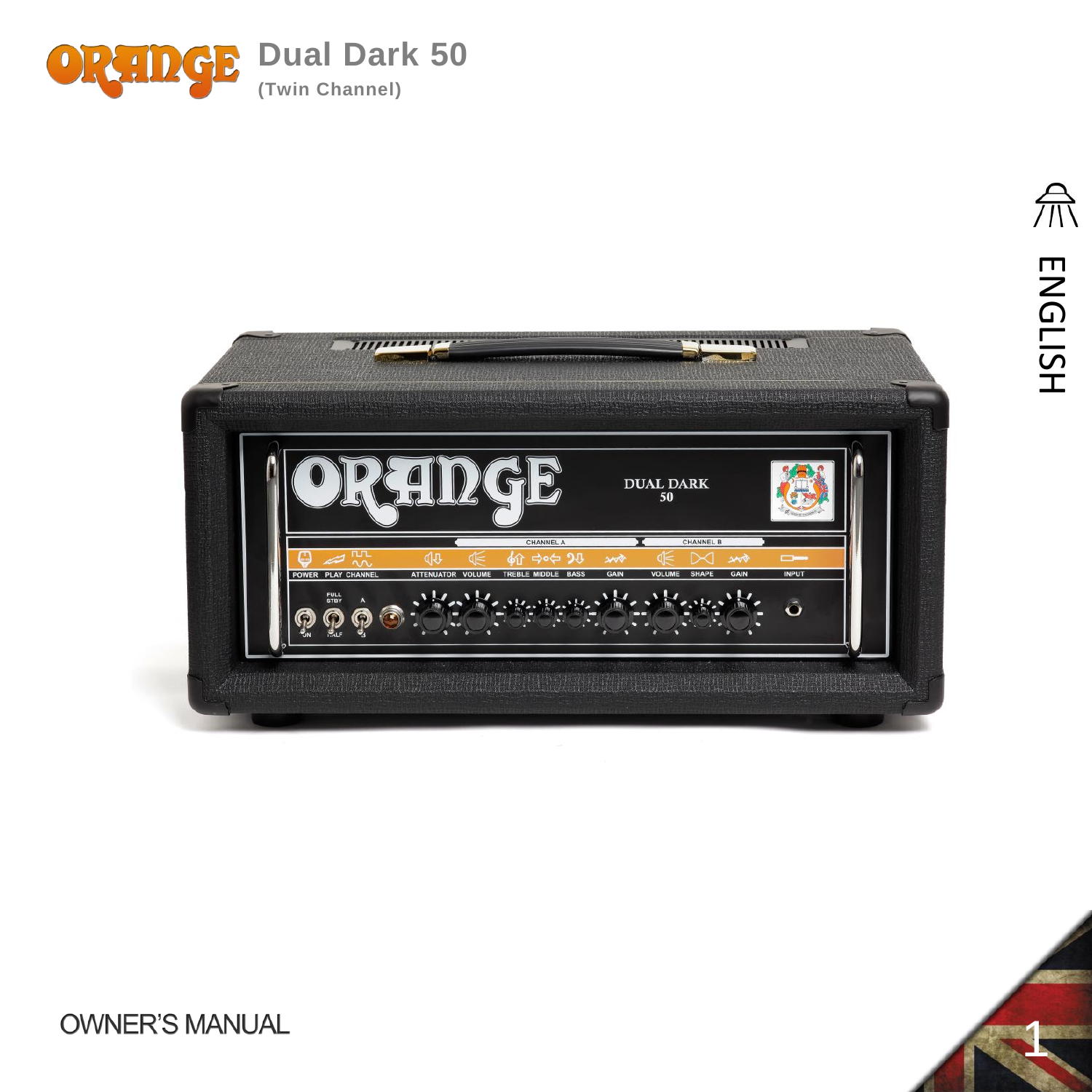# Dual Dark 50

**(Twin Channel)**

ENGLISH

OWNER'S MANUAL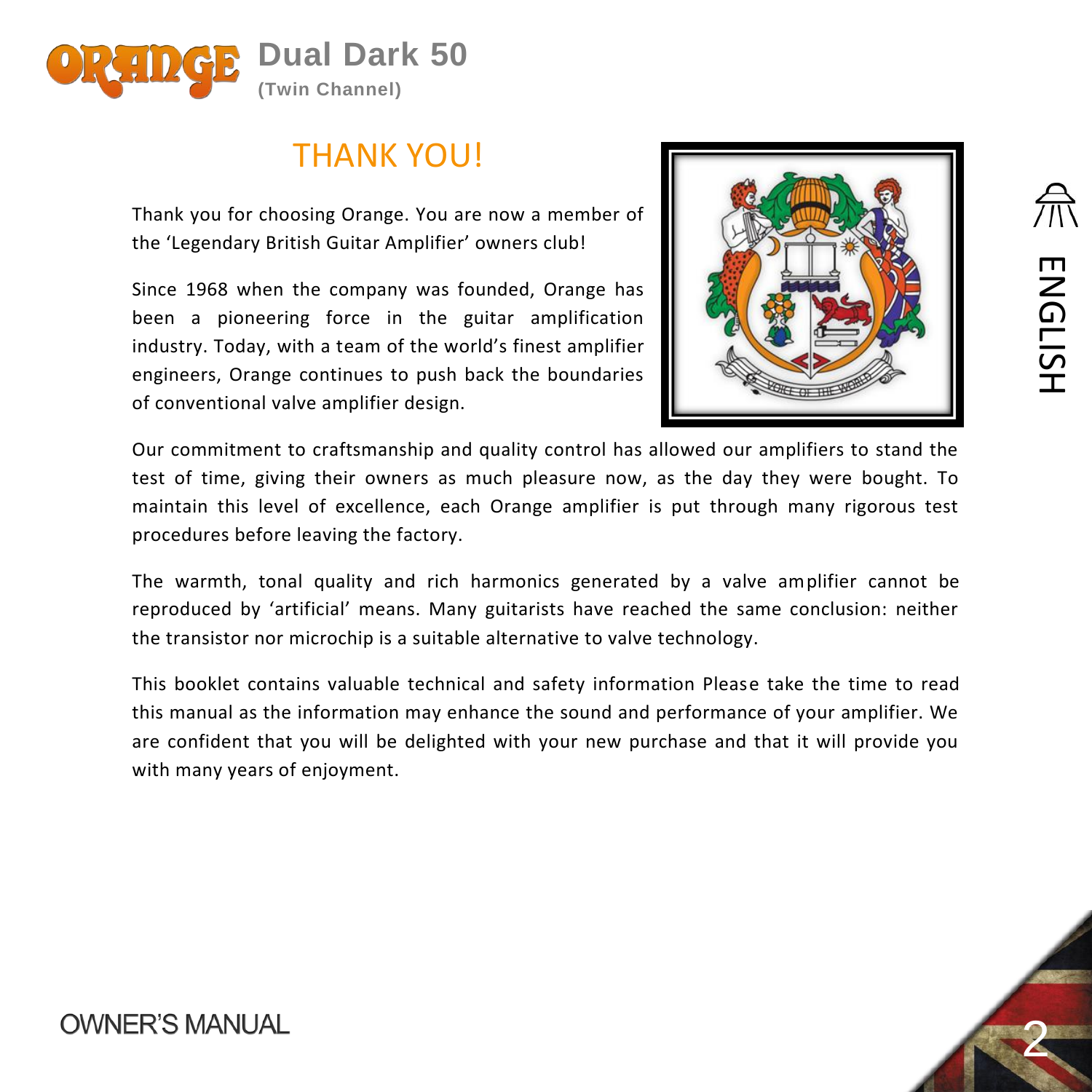# THANK YOU!

Thank you for choosing Orange. You are now a member of the 'Legendary British Guitar Amplifier' owners club!

Since 1968 when the company was founded, Orange has been a pioneering force in the guitar amplification industry. Today, with a team of the world's finest amplifier engineers, Orange continues to push back the boundaries of conventional valve amplifier design.

Our commitment to craftsmanship and quality control has allowed our amplifiers to stand the test of time, giving their owners as much pleasure now, as the day they were bought. To maintain this level of excellence, each Orange amplifier is put through many rigorous test procedures before leaving the factory.

The warmth, tonal quality and rich harmonics generated by a valve amplifier cannot be reproduced by 'artificial' means. Many guitarists have reached the same conclusion: neither the transistor nor microchip is a suitable alternative to valve technology.

This booklet contains valuable technical and safety information Please take the time to read this manual as the information may enhance the sound and performance of your amplifier. We are confident that you will be delighted with your new purchase and that it will provide you with many years of enjoyment.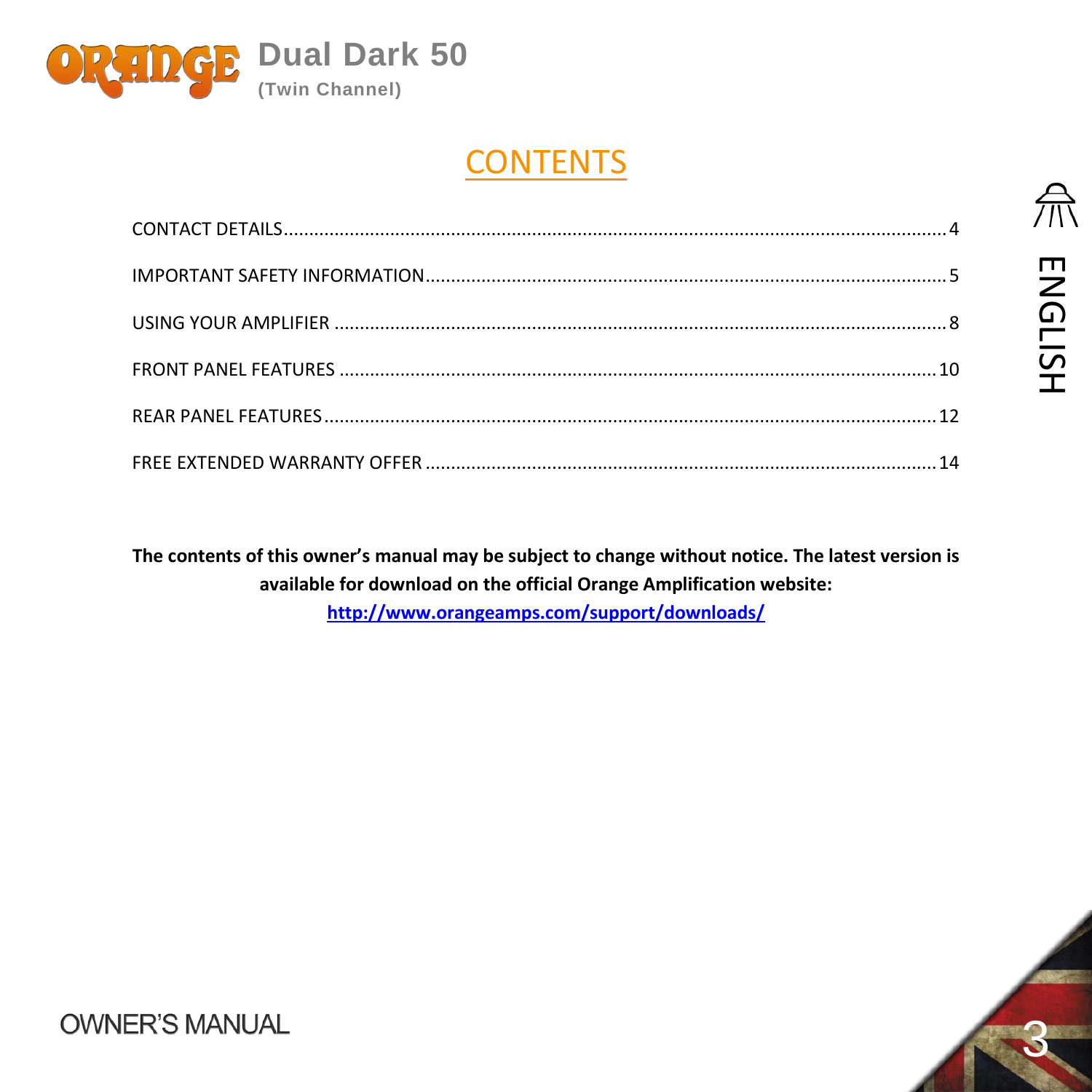# CONTENTS

| | |
|---|---|
| CONTACT DETAILS | 4 |
| IMPORTANT SAFETY INFORMATION | 5 |
| USING YOUR AMPLIFIER | 8 |
| FRONT PANEL FEATURES | 10 |
| REAR PANEL FEATURES | 12 |
| FREE EXTENDED WARRANTY OFFER | 14 |

**The contents of this owner's manual may be subject to change without notice. The latest version is available for download on the official Orange Amplification website:**
**http://www.orangeamps.com/support/downloads/**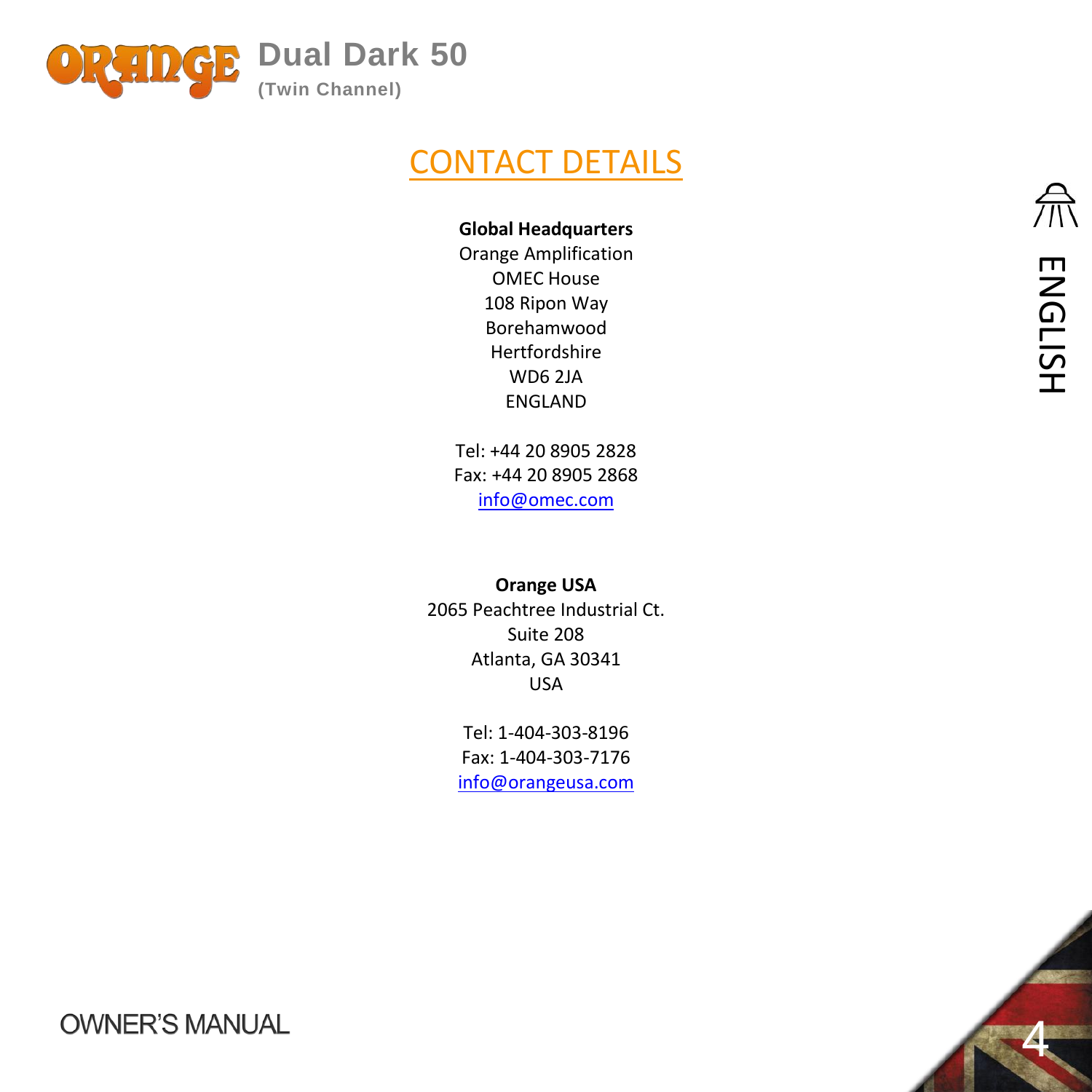# CONTACT DETAILS

**Global Headquarters**
Orange Amplification
OMEC House
108 Ripon Way
Borehamwood
Hertfordshire
WD6 2JA
ENGLAND

Tel: +44 20 8905 2828
Fax: +44 20 8905 2868
info@omec.com

**Orange USA**
2065 Peachtree Industrial Ct.
Suite 208
Atlanta, GA 30341
USA

Tel: 1-404-303-8196
Fax: 1-404-303-7176
info@orangeusa.com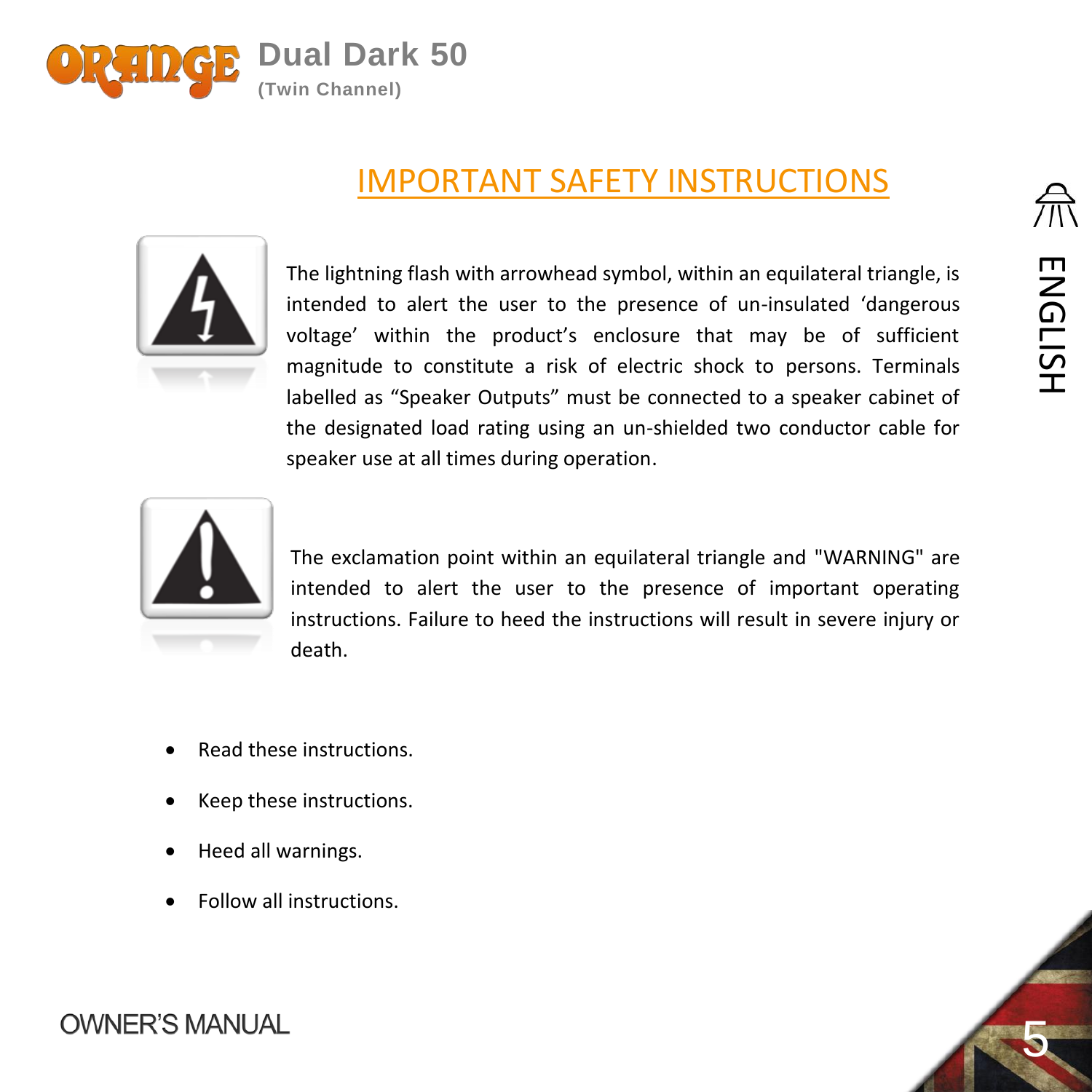# IMPORTANT SAFETY INSTRUCTIONS

The lightning flash with arrowhead symbol, within an equilateral triangle, is intended to alert the user to the presence of un-insulated 'dangerous voltage' within the product's enclosure that may be of sufficient magnitude to constitute a risk of electric shock to persons. Terminals labelled as "Speaker Outputs" must be connected to a speaker cabinet of the designated load rating using an un-shielded two conductor cable for speaker use at all times during operation.

The exclamation point within an equilateral triangle and "WARNING" are intended to alert the user to the presence of important operating instructions. Failure to heed the instructions will result in severe injury or death.

- Read these instructions.
- Keep these instructions.
- Heed all warnings.
- Follow all instructions.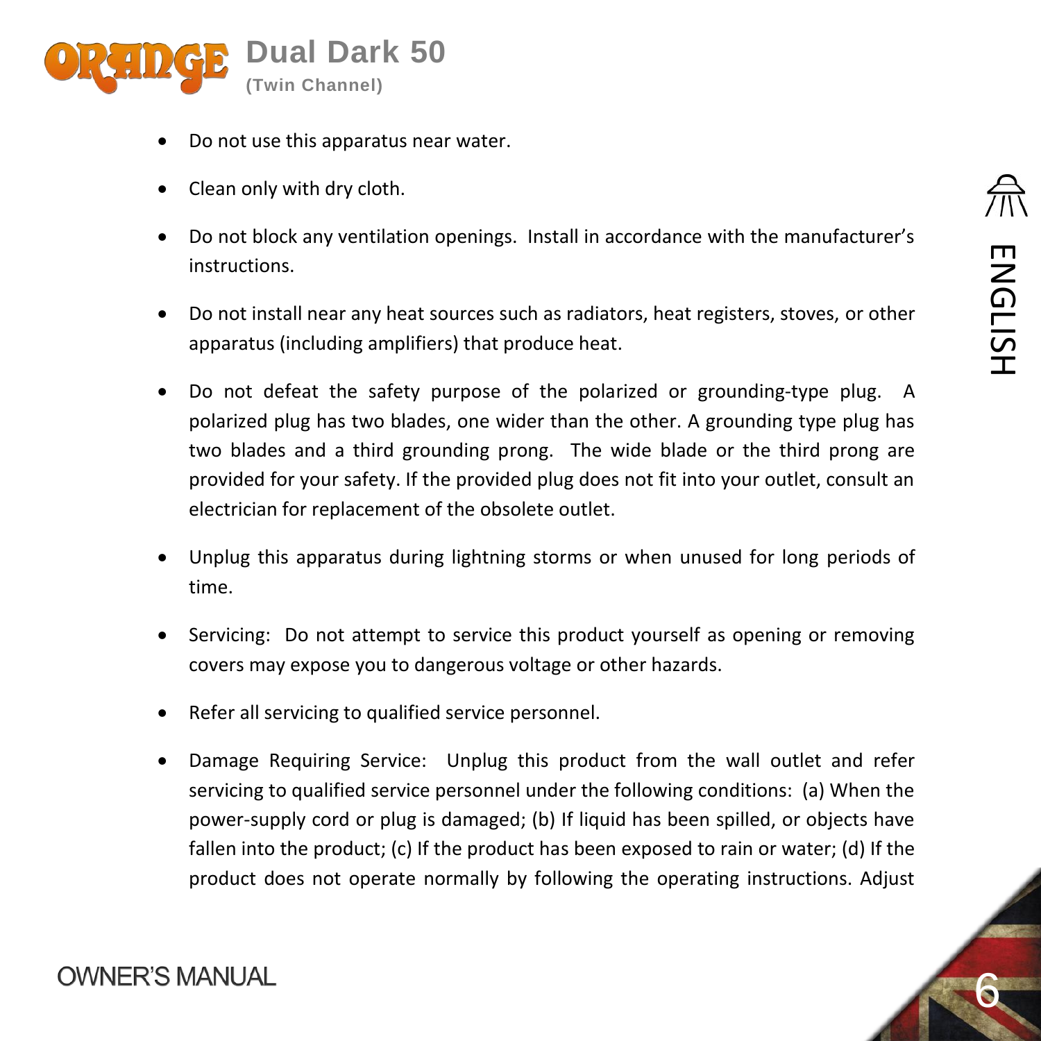- Do not use this apparatus near water.
- Clean only with dry cloth.
- Do not block any ventilation openings. Install in accordance with the manufacturer's instructions.
- Do not install near any heat sources such as radiators, heat registers, stoves, or other apparatus (including amplifiers) that produce heat.
- Do not defeat the safety purpose of the polarized or grounding-type plug. A polarized plug has two blades, one wider than the other. A grounding type plug has two blades and a third grounding prong. The wide blade or the third prong are provided for your safety. If the provided plug does not fit into your outlet, consult an electrician for replacement of the obsolete outlet.
- Unplug this apparatus during lightning storms or when unused for long periods of time.
- Servicing: Do not attempt to service this product yourself as opening or removing covers may expose you to dangerous voltage or other hazards.
- Refer all servicing to qualified service personnel.
- Damage Requiring Service: Unplug this product from the wall outlet and refer servicing to qualified service personnel under the following conditions: (a) When the power-supply cord or plug is damaged; (b) If liquid has been spilled, or objects have fallen into the product; (c) If the product has been exposed to rain or water; (d) If the product does not operate normally by following the operating instructions. Adjust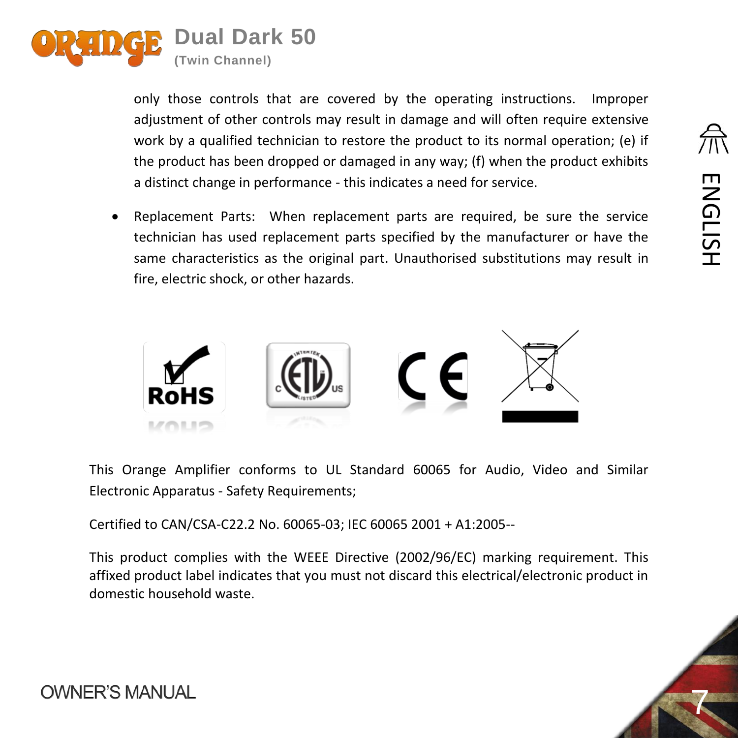only those controls that are covered by the operating instructions. Improper adjustment of other controls may result in damage and will often require extensive work by a qualified technician to restore the product to its normal operation; (e) if the product has been dropped or damaged in any way; (f) when the product exhibits a distinct change in performance - this indicates a need for service.

- Replacement Parts: When replacement parts are required, be sure the service technician has used replacement parts specified by the manufacturer or have the same characteristics as the original part. Unauthorised substitutions may result in fire, electric shock, or other hazards.

This Orange Amplifier conforms to UL Standard 60065 for Audio, Video and Similar Electronic Apparatus - Safety Requirements;

Certified to CAN/CSA-C22.2 No. 60065-03; IEC 60065 2001 + A1:2005--

This product complies with the WEEE Directive (2002/96/EC) marking requirement. This affixed product label indicates that you must not discard this electrical/electronic product in domestic household waste.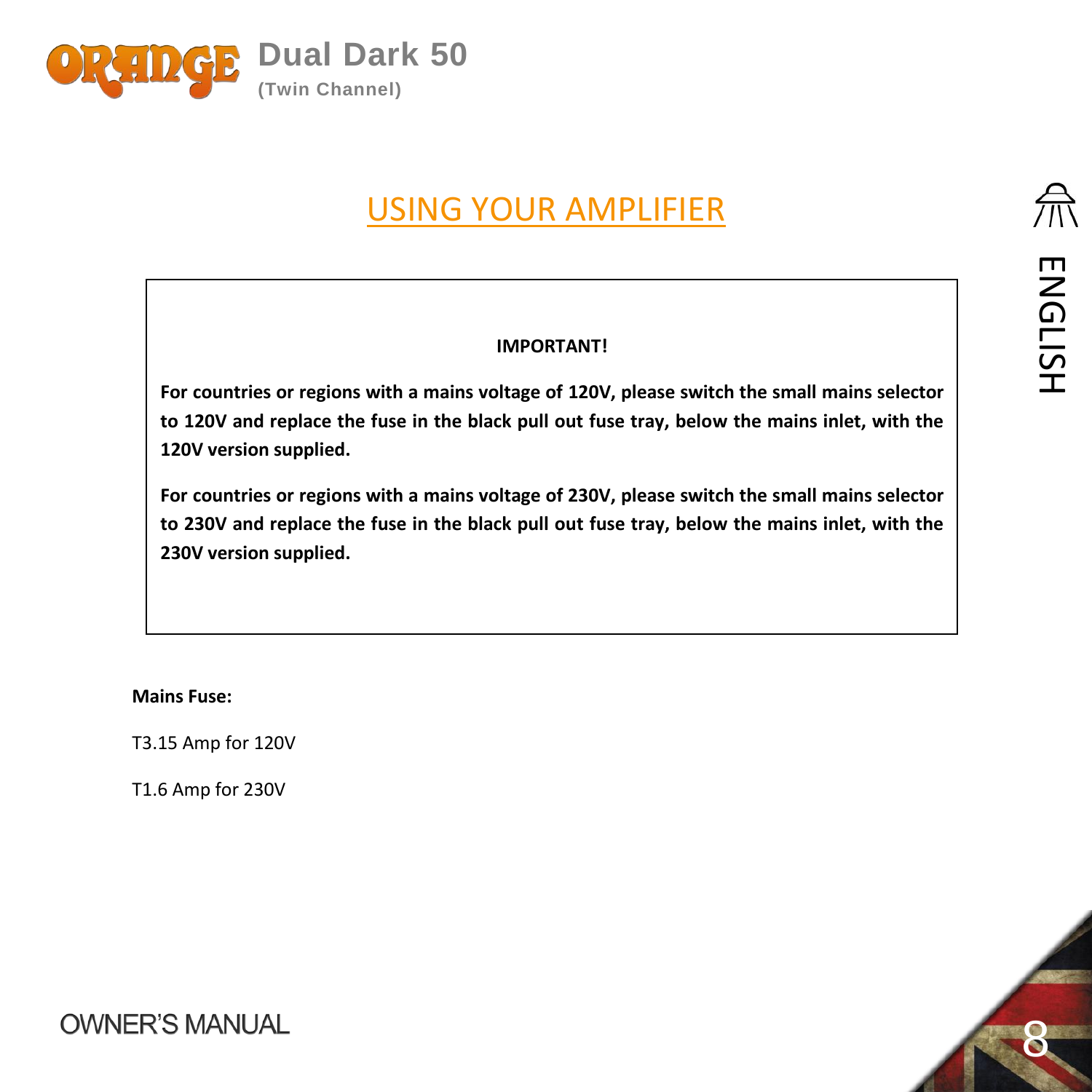# USING YOUR AMPLIFIER

**IMPORTANT!**

**For countries or regions with a mains voltage of 120V, please switch the small mains selector to 120V and replace the fuse in the black pull out fuse tray, below the mains inlet, with the 120V version supplied.**

**For countries or regions with a mains voltage of 230V, please switch the small mains selector to 230V and replace the fuse in the black pull out fuse tray, below the mains inlet, with the 230V version supplied.**

**Mains Fuse:**

T3.15 Amp for 120V

T1.6 Amp for 230V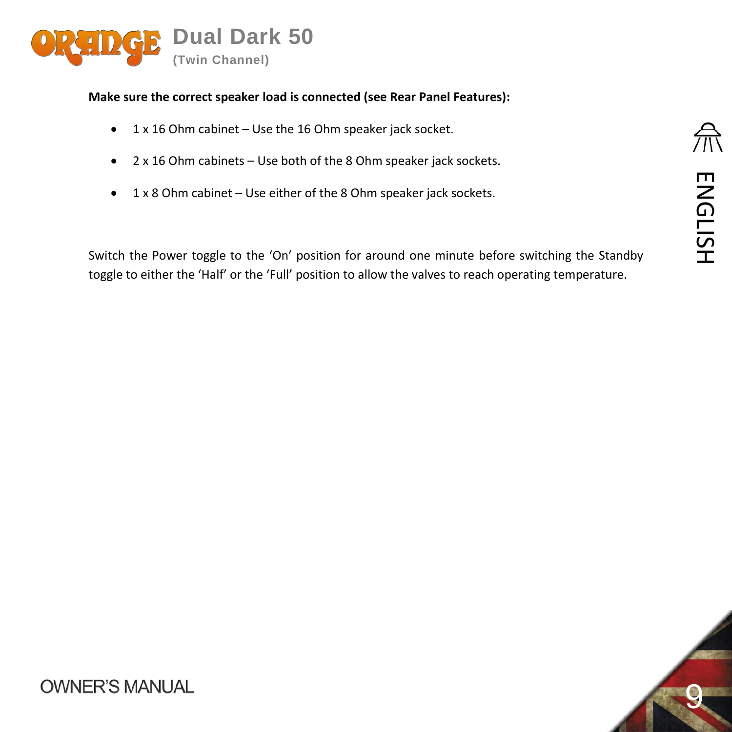**Make sure the correct speaker load is connected (see Rear Panel Features):**

- 1 x 16 Ohm cabinet – Use the 16 Ohm speaker jack socket.
- 2 x 16 Ohm cabinets – Use both of the 8 Ohm speaker jack sockets.
- 1 x 8 Ohm cabinet – Use either of the 8 Ohm speaker jack sockets.

Switch the Power toggle to the 'On' position for around one minute before switching the Standby toggle to either the 'Half' or the 'Full' position to allow the valves to reach operating temperature.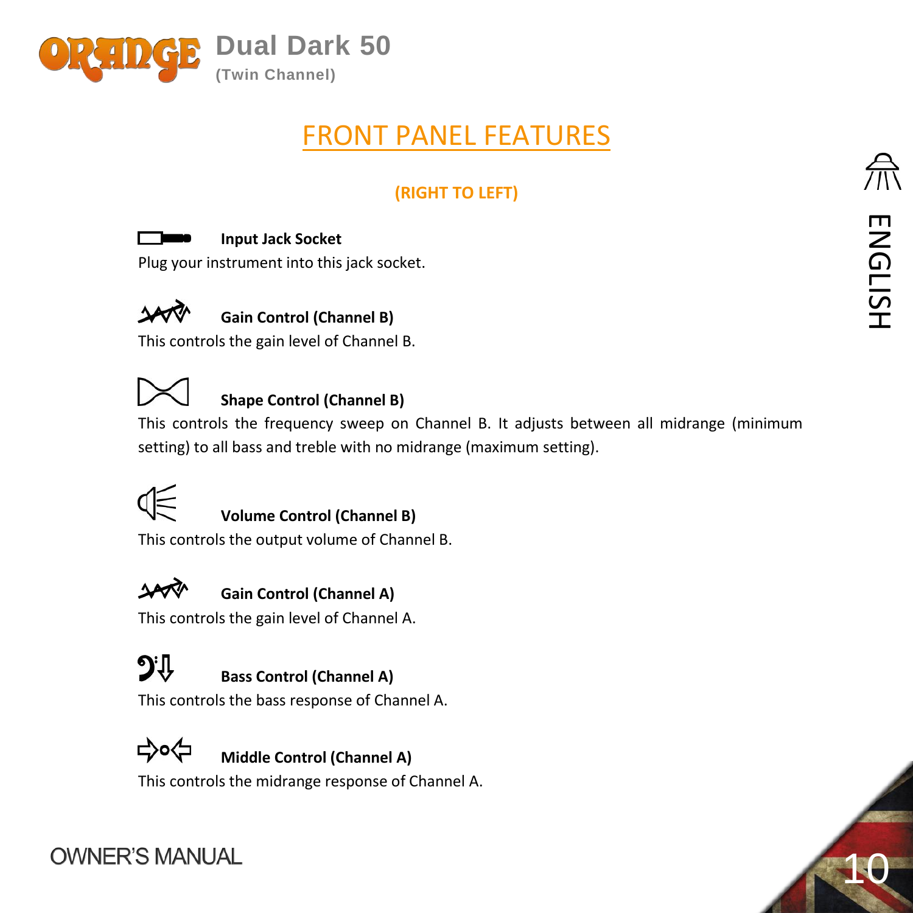# FRONT PANEL FEATURES

**(RIGHT TO LEFT)**

**Input Jack Socket**

Plug your instrument into this jack socket.

**Gain Control (Channel B)**

This controls the gain level of Channel B.

**Shape Control (Channel B)**

This controls the frequency sweep on Channel B. It adjusts between all midrange (minimum setting) to all bass and treble with no midrange (maximum setting).

**Volume Control (Channel B)**

This controls the output volume of Channel B.

**Gain Control (Channel A)**

This controls the gain level of Channel A.

**Bass Control (Channel A)**

This controls the bass response of Channel A.

**Middle Control (Channel A)**

This controls the midrange response of Channel A.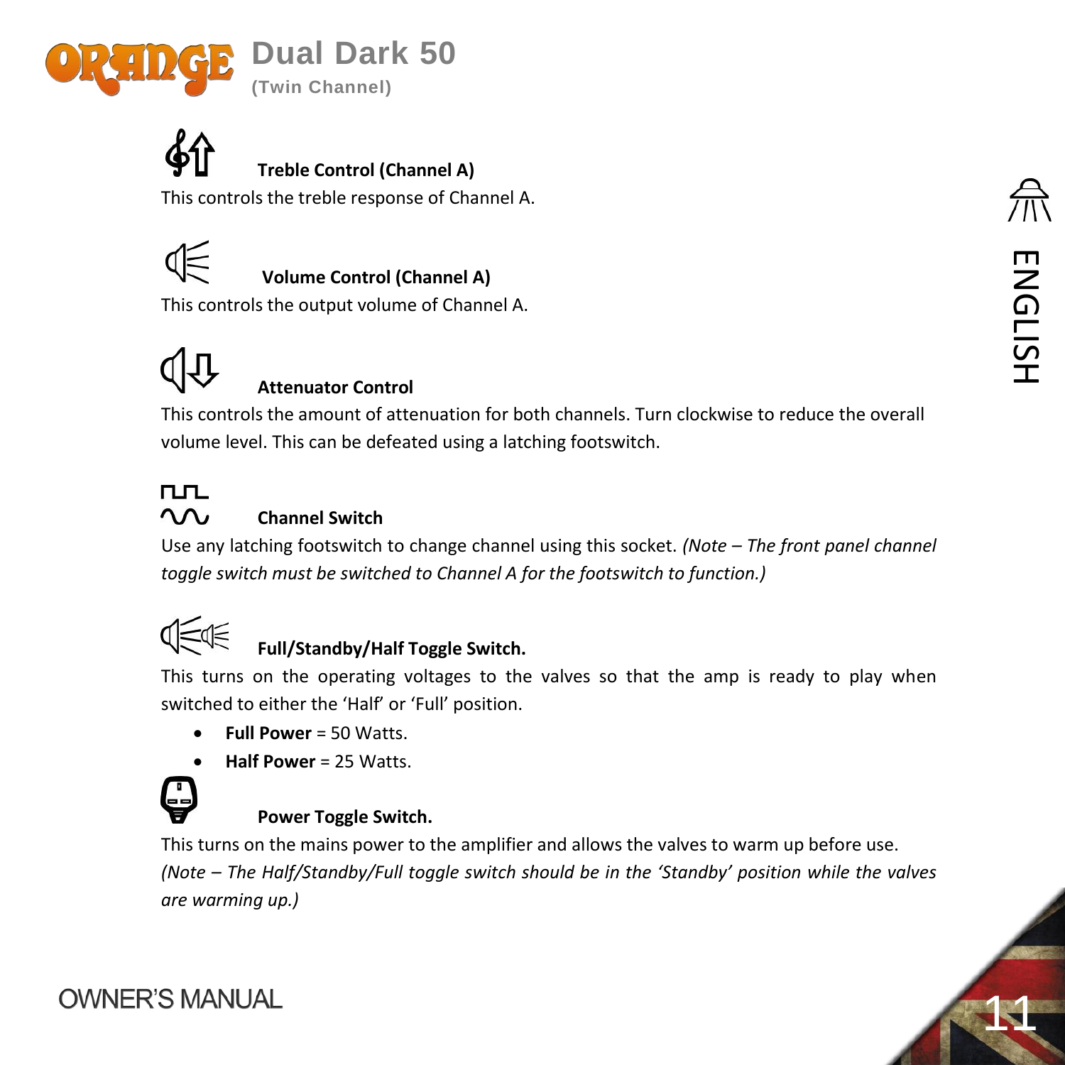### Treble Control (Channel A)

This controls the treble response of Channel A.

### Volume Control (Channel A)

This controls the output volume of Channel A.

### Attenuator Control

This controls the amount of attenuation for both channels. Turn clockwise to reduce the overall volume level. This can be defeated using a latching footswitch.

### Channel Switch

Use any latching footswitch to change channel using this socket. *(Note – The front panel channel toggle switch must be switched to Channel A for the footswitch to function.)*

### Full/Standby/Half Toggle Switch.

This turns on the operating voltages to the valves so that the amp is ready to play when switched to either the 'Half' or 'Full' position.

- **Full Power** = 50 Watts.
- **Half Power** = 25 Watts.

### Power Toggle Switch.

This turns on the mains power to the amplifier and allows the valves to warm up before use. *(Note – The Half/Standby/Full toggle switch should be in the 'Standby' position while the valves are warming up.)*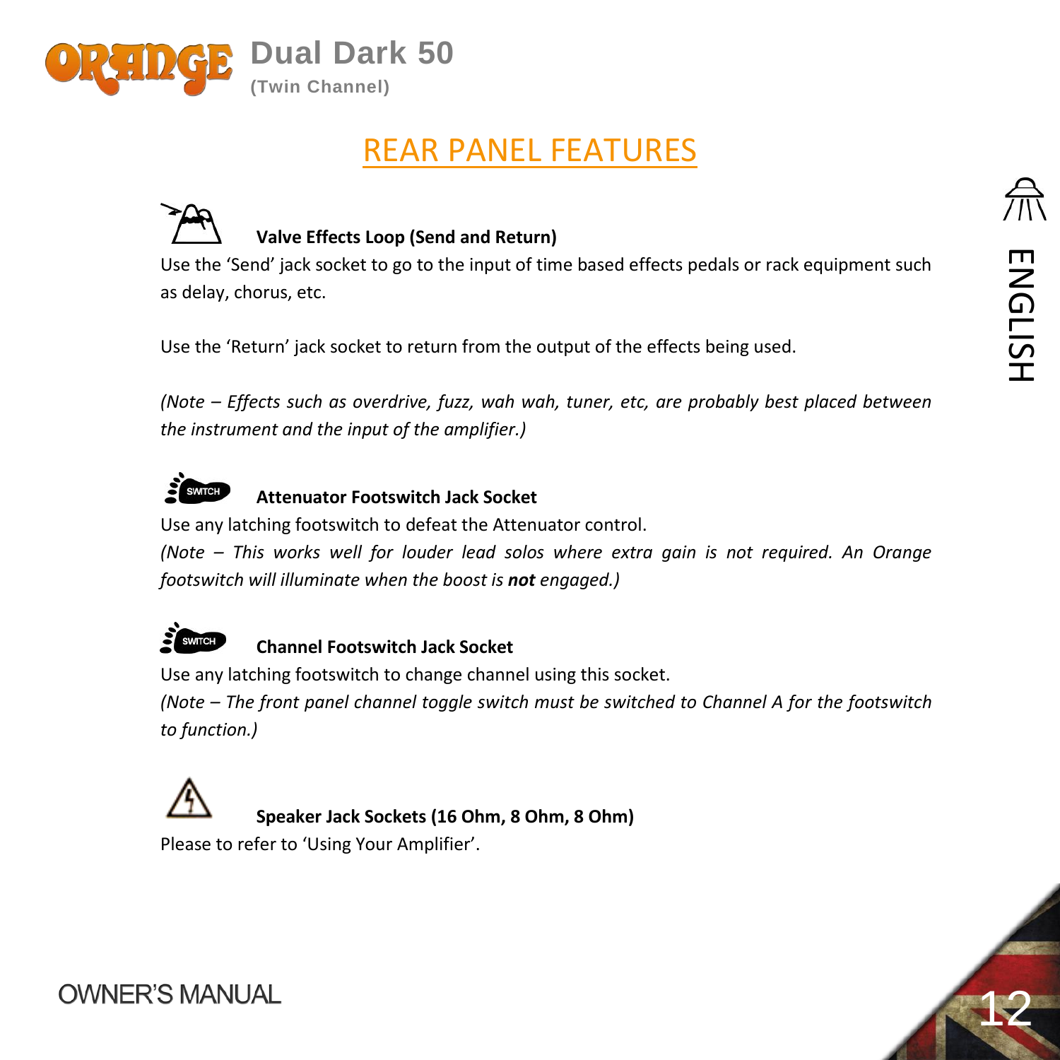## REAR PANEL FEATURES

### Valve Effects Loop (Send and Return)

Use the 'Send' jack socket to go to the input of time based effects pedals or rack equipment such as delay, chorus, etc.

Use the 'Return' jack socket to return from the output of the effects being used.

*(Note – Effects such as overdrive, fuzz, wah wah, tuner, etc, are probably best placed between the instrument and the input of the amplifier.)*

### Attenuator Footswitch Jack Socket

Use any latching footswitch to defeat the Attenuator control.

*(Note – This works well for louder lead solos where extra gain is not required. An Orange footswitch will illuminate when the boost is **not** engaged.)*

### Channel Footswitch Jack Socket

Use any latching footswitch to change channel using this socket.

*(Note – The front panel channel toggle switch must be switched to Channel A for the footswitch to function.)*

### Speaker Jack Sockets (16 Ohm, 8 Ohm, 8 Ohm)

Please to refer to 'Using Your Amplifier'.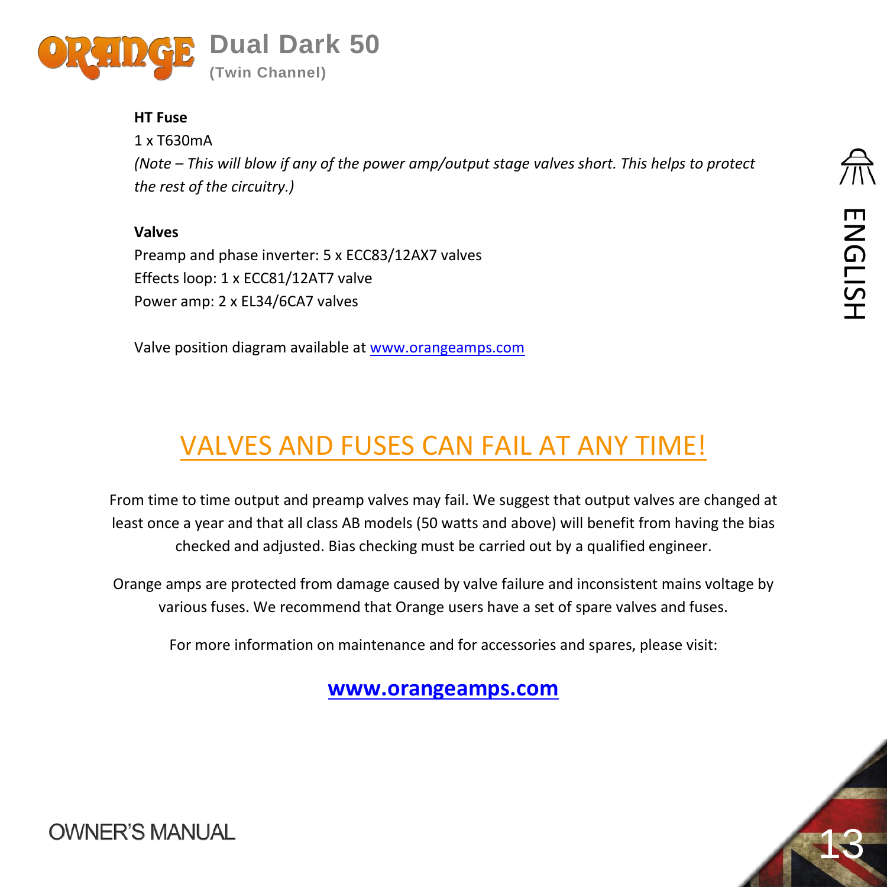**HT Fuse**

1 x T630mA

*(Note – This will blow if any of the power amp/output stage valves short. This helps to protect the rest of the circuitry.)*

**Valves**

Preamp and phase inverter: 5 x ECC83/12AX7 valves
Effects loop: 1 x ECC81/12AT7 valve
Power amp: 2 x EL34/6CA7 valves

Valve position diagram available at www.orangeamps.com

## VALVES AND FUSES CAN FAIL AT ANY TIME!

From time to time output and preamp valves may fail. We suggest that output valves are changed at least once a year and that all class AB models (50 watts and above) will benefit from having the bias checked and adjusted. Bias checking must be carried out by a qualified engineer.

Orange amps are protected from damage caused by valve failure and inconsistent mains voltage by various fuses. We recommend that Orange users have a set of spare valves and fuses.

For more information on maintenance and for accessories and spares, please visit:

**www.orangeamps.com**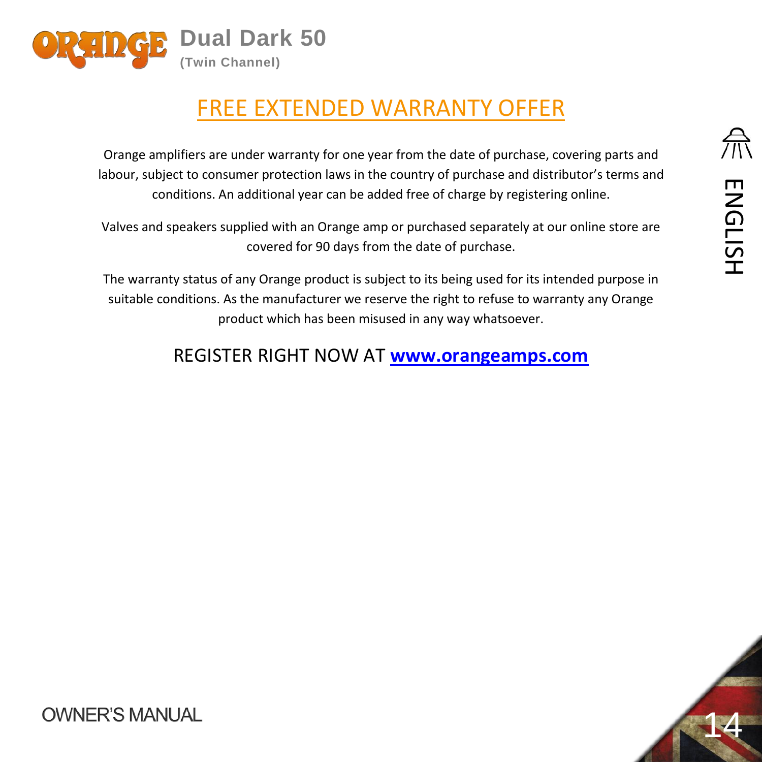# FREE EXTENDED WARRANTY OFFER

Orange amplifiers are under warranty for one year from the date of purchase, covering parts and labour, subject to consumer protection laws in the country of purchase and distributor's terms and conditions. An additional year can be added free of charge by registering online.

Valves and speakers supplied with an Orange amp or purchased separately at our online store are covered for 90 days from the date of purchase.

The warranty status of any Orange product is subject to its being used for its intended purpose in suitable conditions. As the manufacturer we reserve the right to refuse to warranty any Orange product which has been misused in any way whatsoever.

REGISTER RIGHT NOW AT **www.orangeamps.com**